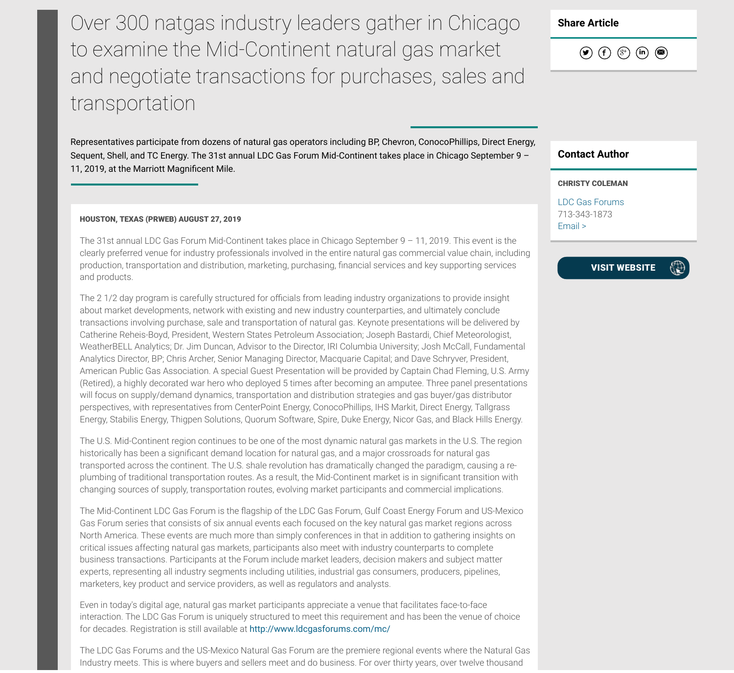# Over 300 natgas industry leaders gather in Chicago to examine the Mid-Continent natural gas market and negotiate transactions for purchases, sales and transportation

Representatives participate from dozens of natural gas operators including BP, Chevron, ConocoPhillips, Direct Energy, Sequent, Shell, and TC Energy. The 31st annual LDC Gas Forum Mid-Continent takes place in Chicago September 9 – 11, 2019, at the Marriott Magnificent Mile.

**Share Article**

**Contact Author**

**CHRISTY COLEMAN**

LDC Gas Forums
713-343-1873
Email >

**VISIT WEBSITE**

**HOUSTON, TEXAS (PRWEB) AUGUST 27, 2019**

The 31st annual LDC Gas Forum Mid-Continent takes place in Chicago September 9 – 11, 2019. This event is the clearly preferred venue for industry professionals involved in the entire natural gas commercial value chain, including production, transportation and distribution, marketing, purchasing, financial services and key supporting services and products.

The 2 1/2 day program is carefully structured for officials from leading industry organizations to provide insight about market developments, network with existing and new industry counterparties, and ultimately conclude transactions involving purchase, sale and transportation of natural gas. Keynote presentations will be delivered by Catherine Reheis-Boyd, President, Western States Petroleum Association; Joseph Bastardi, Chief Meteorologist, WeatherBELL Analytics; Dr. Jim Duncan, Advisor to the Director, IRI Columbia University; Josh McCall, Fundamental Analytics Director, BP; Chris Archer, Senior Managing Director, Macquarie Capital; and Dave Schryver, President, American Public Gas Association. A special Guest Presentation will be provided by Captain Chad Fleming, U.S. Army (Retired), a highly decorated war hero who deployed 5 times after becoming an amputee. Three panel presentations will focus on supply/demand dynamics, transportation and distribution strategies and gas buyer/gas distributor perspectives, with representatives from CenterPoint Energy, ConocoPhillips, IHS Markit, Direct Energy, Tallgrass Energy, Stabilis Energy, Thigpen Solutions, Quorum Software, Spire, Duke Energy, Nicor Gas, and Black Hills Energy.

The U.S. Mid-Continent region continues to be one of the most dynamic natural gas markets in the U.S. The region historically has been a significant demand location for natural gas, and a major crossroads for natural gas transported across the continent. The U.S. shale revolution has dramatically changed the paradigm, causing a re-plumbing of traditional transportation routes. As a result, the Mid-Continent market is in significant transition with changing sources of supply, transportation routes, evolving market participants and commercial implications.

The Mid-Continent LDC Gas Forum is the flagship of the LDC Gas Forum, Gulf Coast Energy Forum and US-Mexico Gas Forum series that consists of six annual events each focused on the key natural gas market regions across North America. These events are much more than simply conferences in that in addition to gathering insights on critical issues affecting natural gas markets, participants also meet with industry counterparts to complete business transactions. Participants at the Forum include market leaders, decision makers and subject matter experts, representing all industry segments including utilities, industrial gas consumers, producers, pipelines, marketers, key product and service providers, as well as regulators and analysts.

Even in today's digital age, natural gas market participants appreciate a venue that facilitates face-to-face interaction. The LDC Gas Forum is uniquely structured to meet this requirement and has been the venue of choice for decades. Registration is still available at http://www.ldcgasforums.com/mc/

The LDC Gas Forums and the US-Mexico Natural Gas Forum are the premiere regional events where the Natural Gas Industry meets. This is where buyers and sellers meet and do business. For over thirty years, over twelve thousand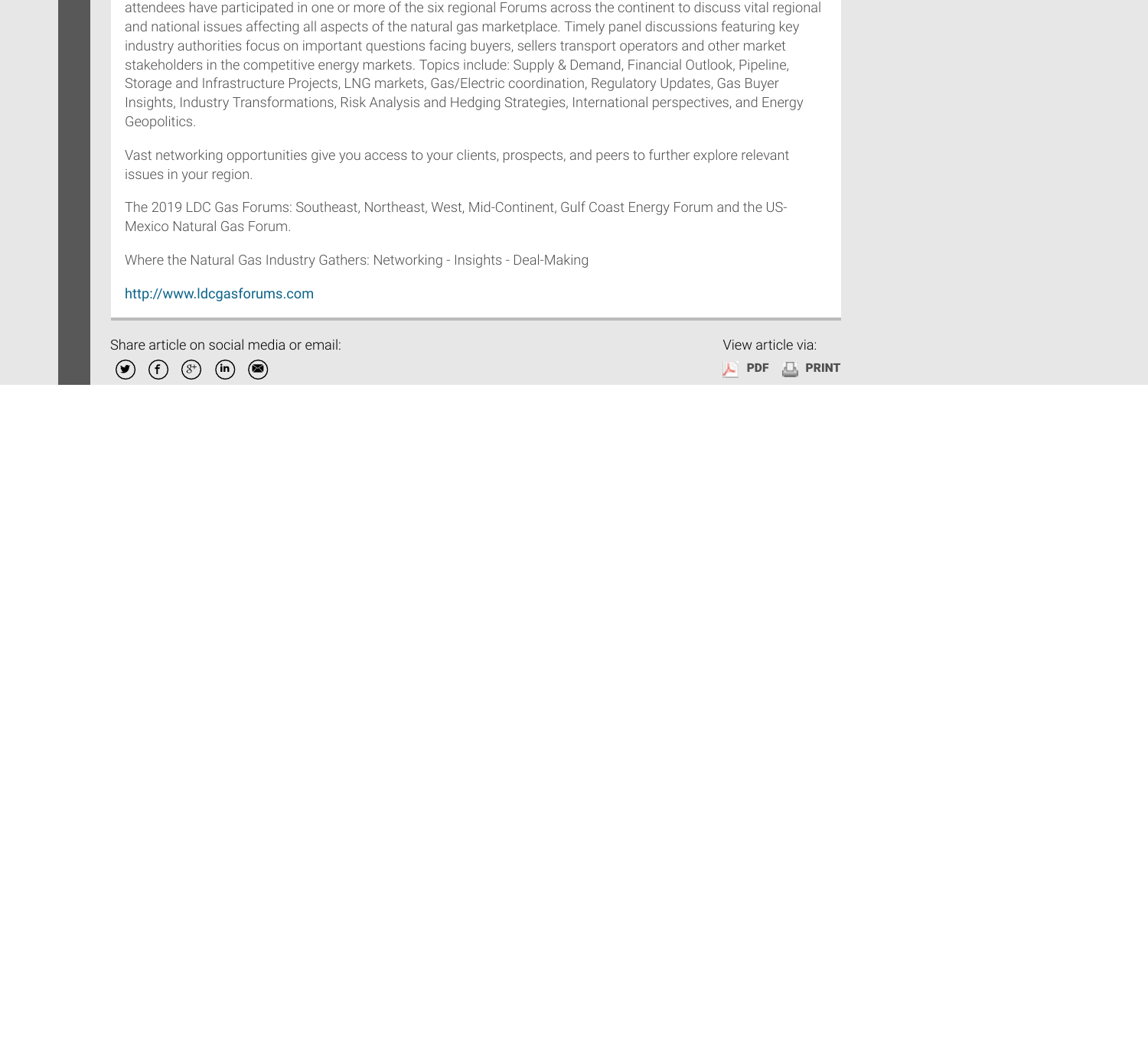attendees have participated in one or more of the six regional Forums across the continent to discuss vital regional and national issues affecting all aspects of the natural gas marketplace. Timely panel discussions featuring key industry authorities focus on important questions facing buyers, sellers transport operators and other market stakeholders in the competitive energy markets. Topics include: Supply & Demand, Financial Outlook, Pipeline, Storage and Infrastructure Projects, LNG markets, Gas/Electric coordination, Regulatory Updates, Gas Buyer Insights, Industry Transformations, Risk Analysis and Hedging Strategies, International perspectives, and Energy Geopolitics.

Vast networking opportunities give you access to your clients, prospects, and peers to further explore relevant issues in your region.

The 2019 LDC Gas Forums: Southeast, Northeast, West, Mid-Continent, Gulf Coast Energy Forum and the US-Mexico Natural Gas Forum.

Where the Natural Gas Industry Gathers: Networking - Insights - Deal-Making

http://www.ldcgasforums.com

Share article on social media or email:

View article via:

PDF PRINT